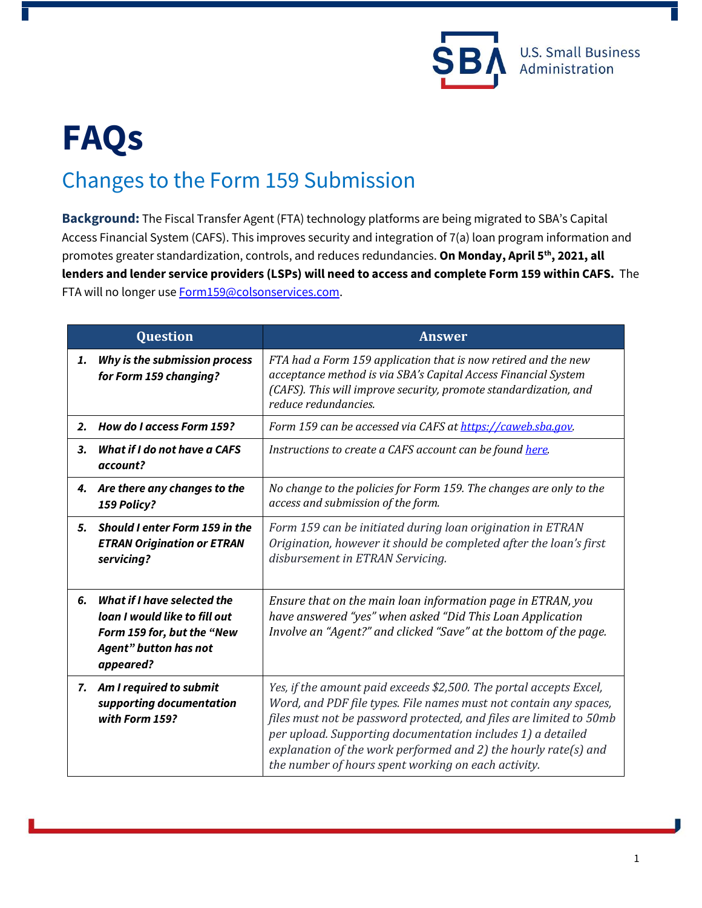# FAQs

## Changes to the Form 159 Submission

**Background:** The Fiscal Transfer Agent (FTA) technology platforms are being migrated to SBA's Capital Access Financial System (CAFS). This improves security and integration of 7(a) loan program information and promotes greater standardization, controls, and reduces redundancies. **On Monday, April 5th, 2021, all lenders and lender service providers (LSPs) will need to access and complete Form 159 within CAFS.** The FTA will no longer use [Form159@colsonservices.com](mailto:Form159@colsonservices.com).

| Question | Answer |
|---|---|
| ***1. Why is the submission process for Form 159 changing?*** | *FTA had a Form 159 application that is now retired and the new acceptance method is via SBA's Capital Access Financial System (CAFS). This will improve security, promote standardization, and reduce redundancies.* |
| ***2. How do I access Form 159?*** | *Form 159 can be accessed via CAFS at [https://caweb.sba.gov](https://caweb.sba.gov).* |
| ***3. What if I do not have a CAFS account?*** | *Instructions to create a CAFS account can be found [here](here).* |
| ***4. Are there any changes to the 159 Policy?*** | *No change to the policies for Form 159. The changes are only to the access and submission of the form.* |
| ***5. Should I enter Form 159 in the ETRAN Origination or ETRAN servicing?*** | *Form 159 can be initiated during loan origination in ETRAN Origination, however it should be completed after the loan's first disbursement in ETRAN Servicing.* |
| ***6. What if I have selected the loan I would like to fill out Form 159 for, but the "New Agent" button has not appeared?*** | *Ensure that on the main loan information page in ETRAN, you have answered "yes" when asked "Did This Loan Application Involve an "Agent?" and clicked "Save" at the bottom of the page.* |
| ***7. Am I required to submit supporting documentation with Form 159?*** | *Yes, if the amount paid exceeds $2,500. The portal accepts Excel, Word, and PDF file types. File names must not contain any spaces, files must not be password protected, and files are limited to 50mb per upload. Supporting documentation includes 1) a detailed explanation of the work performed and 2) the hourly rate(s) and the number of hours spent working on each activity.* |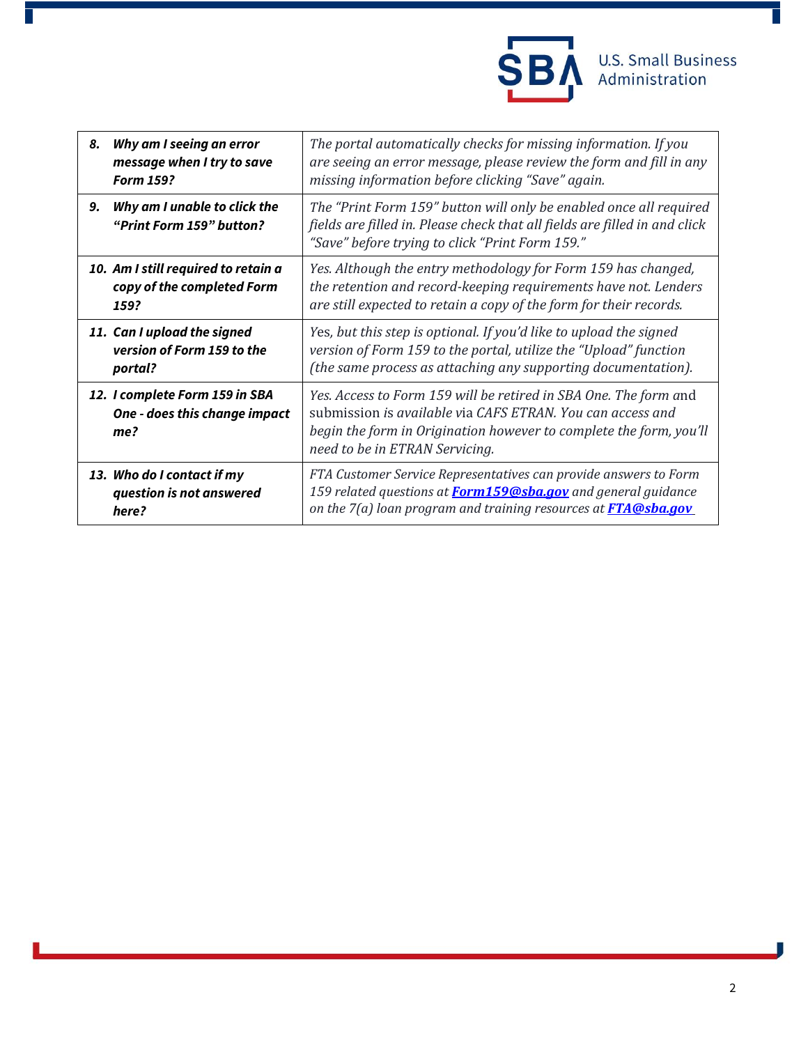| | |
|---|---|
| ***8. Why am I seeing an error message when I try to save Form 159?*** | *The portal automatically checks for missing information. If you are seeing an error message, please review the form and fill in any missing information before clicking "Save" again.* |
| ***9. Why am I unable to click the "Print Form 159" button?*** | *The "Print Form 159" button will only be enabled once all required fields are filled in. Please check that all fields are filled in and click "Save" before trying to click "Print Form 159."* |
| ***10. Am I still required to retain a copy of the completed Form 159?*** | *Yes. Although the entry methodology for Form 159 has changed, the retention and record-keeping requirements have not. Lenders are still expected to retain a copy of the form for their records.* |
| ***11. Can I upload the signed version of Form 159 to the portal?*** | *Yes, but this step is optional. If you'd like to upload the signed version of Form 159 to the portal, utilize the "Upload" function (the same process as attaching any supporting documentation).* |
| ***12. I complete Form 159 in SBA One - does this change impact me?*** | *Yes. Access to Form 159 will be retired in SBA One. The form a*nd submission *is available* via *CAFS ETRAN. You can access and begin the form in Origination however to complete the form, you'll need to be in ETRAN Servicing.* |
| ***13. Who do I contact if my question is not answered here?*** | *FTA Customer Service Representatives can provide answers to Form 159 related questions at* ***Form159@sba.gov*** *and general guidance on the 7(a) loan program and training resources at* ***FTA@sba.gov*** |